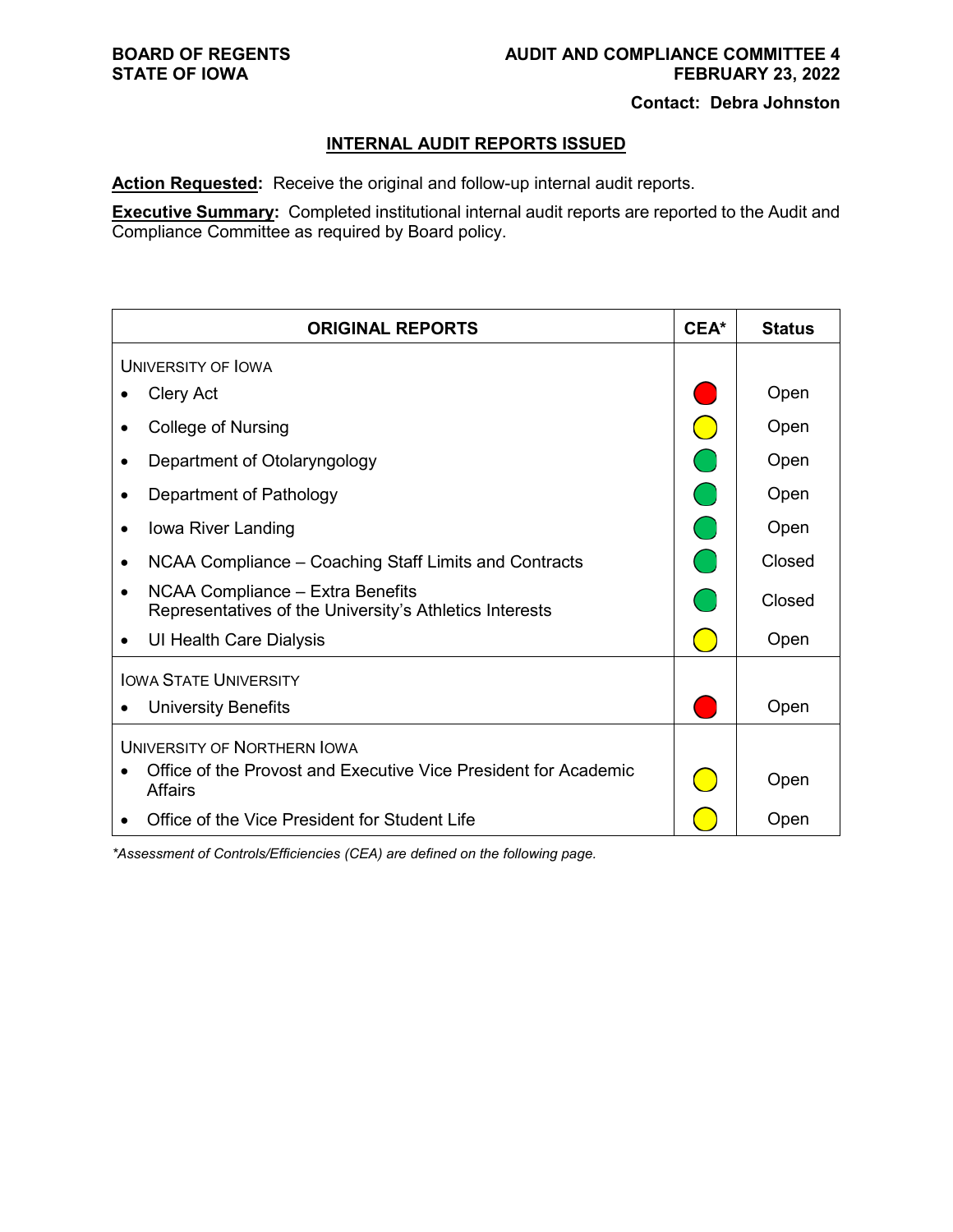**BOARD OF REGENTS**
**STATE OF IOWA**

**AUDIT AND COMPLIANCE COMMITTEE 4**
**FEBRUARY 23, 2022**

**Contact: Debra Johnston**

## INTERNAL AUDIT REPORTS ISSUED

**Action Requested:** Receive the original and follow-up internal audit reports.

**Executive Summary:** Completed institutional internal audit reports are reported to the Audit and Compliance Committee as required by Board policy.

| ORIGINAL REPORTS | CEA* | Status |
|---|---|---|
| UNIVERSITY OF IOWA | | |
| • Clery Act | Red | Open |
| • College of Nursing | Yellow | Open |
| • Department of Otolaryngology | Green | Open |
| • Department of Pathology | Green | Open |
| • Iowa River Landing | Green | Open |
| • NCAA Compliance – Coaching Staff Limits and Contracts | Green | Closed |
| • NCAA Compliance – Extra Benefits Representatives of the University's Athletics Interests | Green | Closed |
| • UI Health Care Dialysis | Yellow | Open |
| IOWA STATE UNIVERSITY | | |
| • University Benefits | Red | Open |
| UNIVERSITY OF NORTHERN IOWA | | |
| • Office of the Provost and Executive Vice President for Academic Affairs | Yellow | Open |
| • Office of the Vice President for Student Life | Yellow | Open |

*\*Assessment of Controls/Efficiencies (CEA) are defined on the following page.*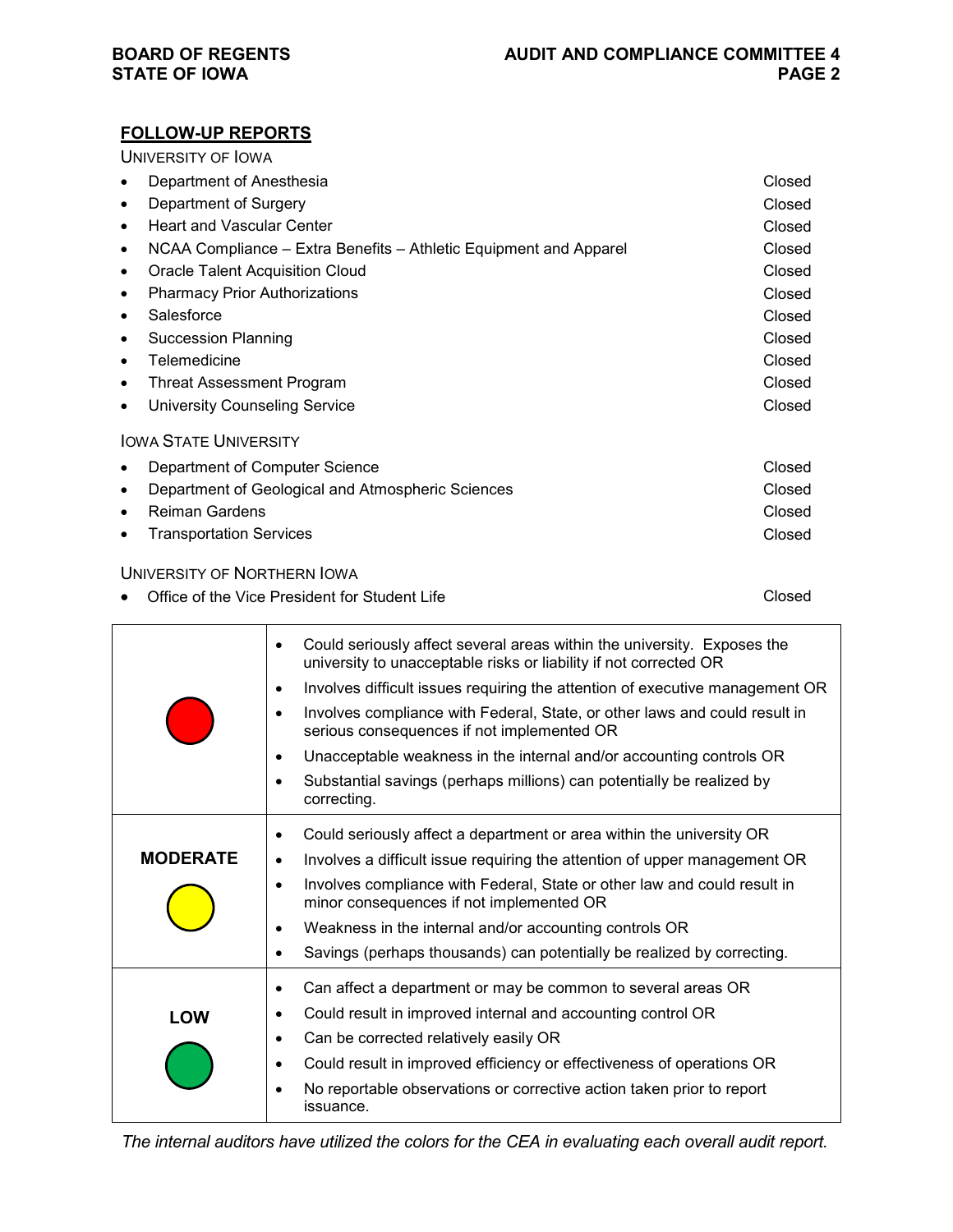## FOLLOW-UP REPORTS

UNIVERSITY OF IOWA

| | |
|---|---|
| Department of Anesthesia | Closed |
| Department of Surgery | Closed |
| Heart and Vascular Center | Closed |
| NCAA Compliance – Extra Benefits – Athletic Equipment and Apparel | Closed |
| Oracle Talent Acquisition Cloud | Closed |
| Pharmacy Prior Authorizations | Closed |
| Salesforce | Closed |
| Succession Planning | Closed |
| Telemedicine | Closed |
| Threat Assessment Program | Closed |
| University Counseling Service | Closed |

IOWA STATE UNIVERSITY

| | |
|---|---|
| Department of Computer Science | Closed |
| Department of Geological and Atmospheric Sciences | Closed |
| Reiman Gardens | Closed |
| Transportation Services | Closed |

UNIVERSITY OF NORTHERN IOWA

| | |
|---|---|
| Office of the Vice President for Student Life | Closed |

| Rating | Criteria |
|---|---|
| (Red) | • Could seriously affect several areas within the university. Exposes the university to unacceptable risks or liability if not corrected OR<br>• Involves difficult issues requiring the attention of executive management OR<br>• Involves compliance with Federal, State, or other laws and could result in serious consequences if not implemented OR<br>• Unacceptable weakness in the internal and/or accounting controls OR<br>• Substantial savings (perhaps millions) can potentially be realized by correcting. |
| **MODERATE** (Yellow) | • Could seriously affect a department or area within the university OR<br>• Involves a difficult issue requiring the attention of upper management OR<br>• Involves compliance with Federal, State or other law and could result in minor consequences if not implemented OR<br>• Weakness in the internal and/or accounting controls OR<br>• Savings (perhaps thousands) can potentially be realized by correcting. |
| **LOW** (Green) | • Can affect a department or may be common to several areas OR<br>• Could result in improved internal and accounting control OR<br>• Can be corrected relatively easily OR<br>• Could result in improved efficiency or effectiveness of operations OR<br>• No reportable observations or corrective action taken prior to report issuance. |

*The internal auditors have utilized the colors for the CEA in evaluating each overall audit report.*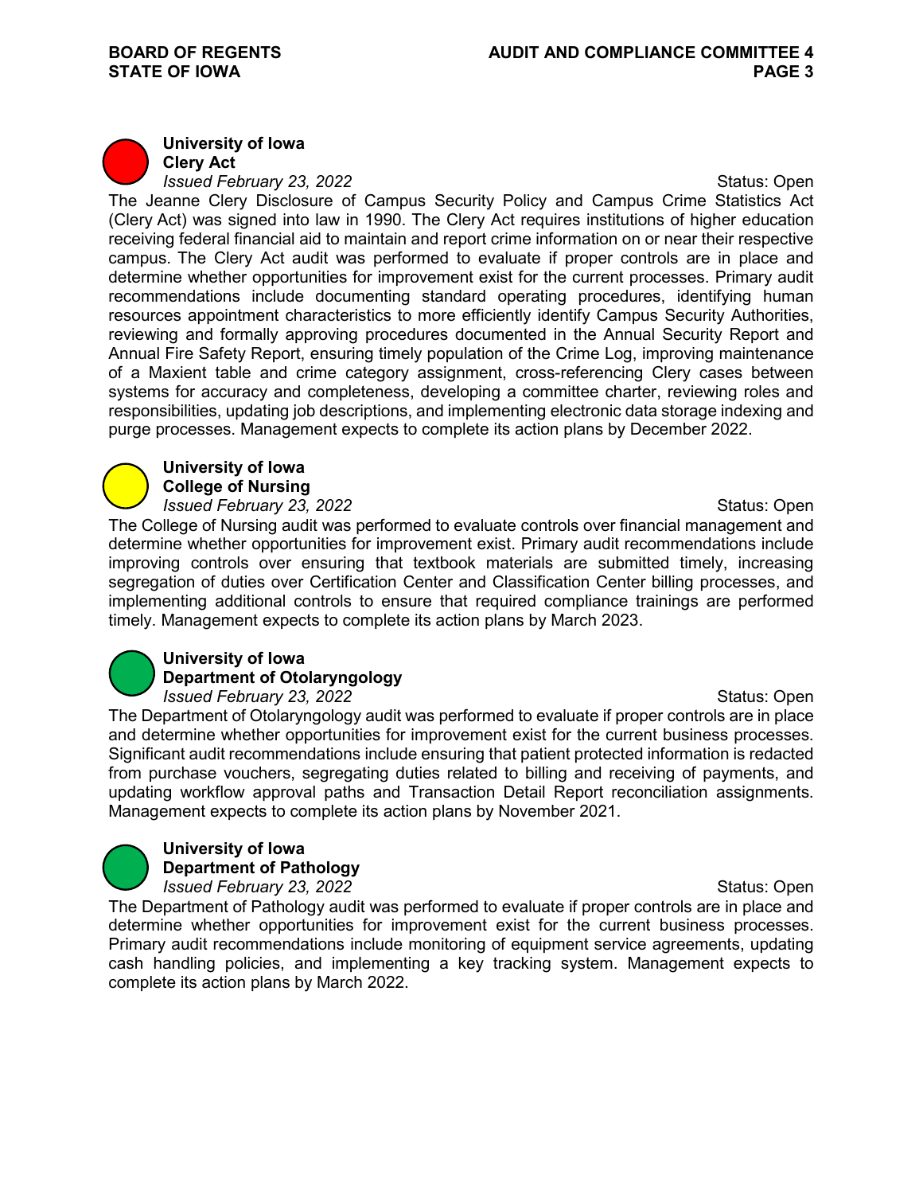**University of Iowa**
**Clery Act**
*Issued February 23, 2022* Status: Open

The Jeanne Clery Disclosure of Campus Security Policy and Campus Crime Statistics Act (Clery Act) was signed into law in 1990. The Clery Act requires institutions of higher education receiving federal financial aid to maintain and report crime information on or near their respective campus. The Clery Act audit was performed to evaluate if proper controls are in place and determine whether opportunities for improvement exist for the current processes. Primary audit recommendations include documenting standard operating procedures, identifying human resources appointment characteristics to more efficiently identify Campus Security Authorities, reviewing and formally approving procedures documented in the Annual Security Report and Annual Fire Safety Report, ensuring timely population of the Crime Log, improving maintenance of a Maxient table and crime category assignment, cross-referencing Clery cases between systems for accuracy and completeness, developing a committee charter, reviewing roles and responsibilities, updating job descriptions, and implementing electronic data storage indexing and purge processes. Management expects to complete its action plans by December 2022.

**University of Iowa**
**College of Nursing**
*Issued February 23, 2022* Status: Open

The College of Nursing audit was performed to evaluate controls over financial management and determine whether opportunities for improvement exist. Primary audit recommendations include improving controls over ensuring that textbook materials are submitted timely, increasing segregation of duties over Certification Center and Classification Center billing processes, and implementing additional controls to ensure that required compliance trainings are performed timely. Management expects to complete its action plans by March 2023.

**University of Iowa**
**Department of Otolaryngology**
*Issued February 23, 2022* Status: Open

The Department of Otolaryngology audit was performed to evaluate if proper controls are in place and determine whether opportunities for improvement exist for the current business processes. Significant audit recommendations include ensuring that patient protected information is redacted from purchase vouchers, segregating duties related to billing and receiving of payments, and updating workflow approval paths and Transaction Detail Report reconciliation assignments. Management expects to complete its action plans by November 2021.

**University of Iowa**
**Department of Pathology**
*Issued February 23, 2022* Status: Open

The Department of Pathology audit was performed to evaluate if proper controls are in place and determine whether opportunities for improvement exist for the current business processes. Primary audit recommendations include monitoring of equipment service agreements, updating cash handling policies, and implementing a key tracking system. Management expects to complete its action plans by March 2022.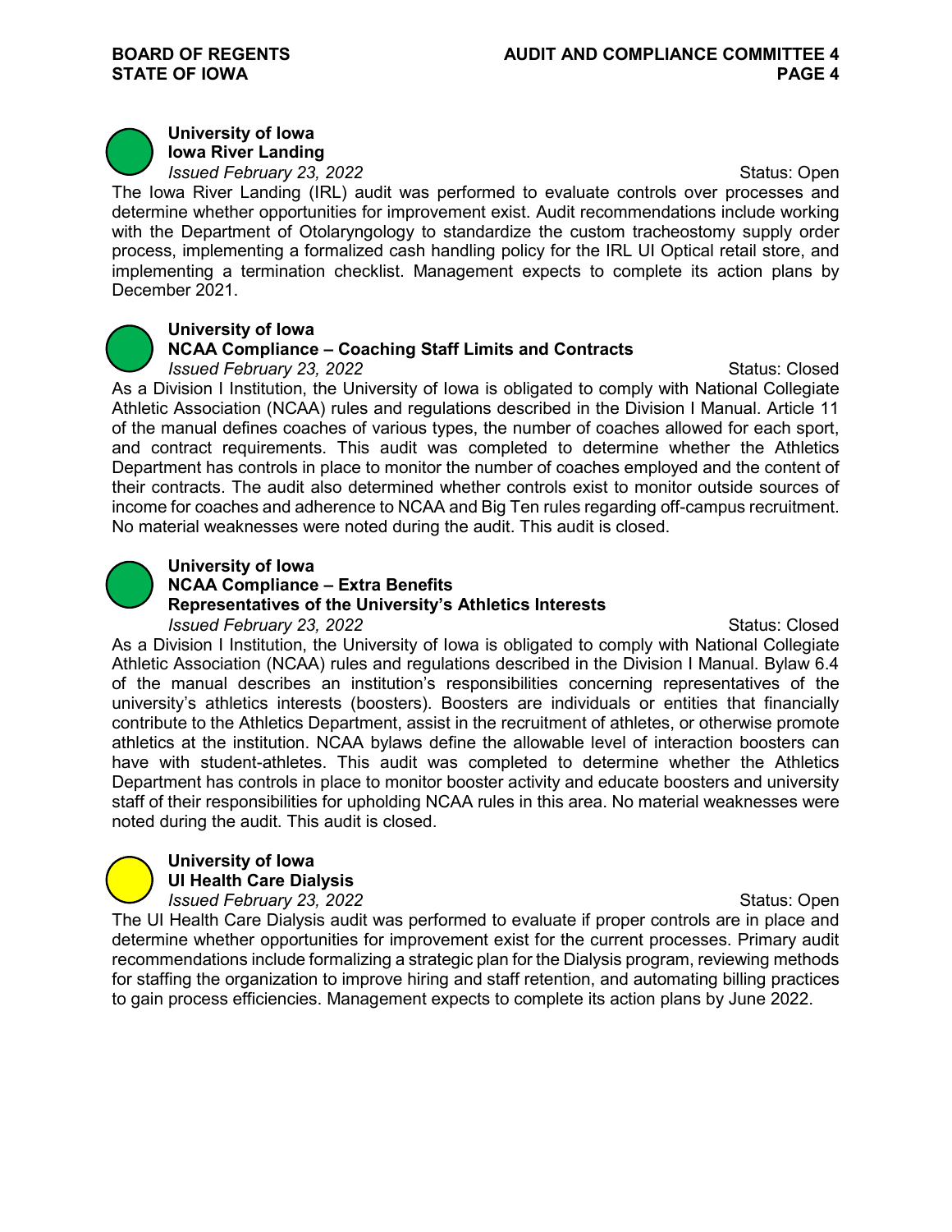**University of Iowa**
**Iowa River Landing**
*Issued February 23, 2022* Status: Open

The Iowa River Landing (IRL) audit was performed to evaluate controls over processes and determine whether opportunities for improvement exist. Audit recommendations include working with the Department of Otolaryngology to standardize the custom tracheostomy supply order process, implementing a formalized cash handling policy for the IRL UI Optical retail store, and implementing a termination checklist. Management expects to complete its action plans by December 2021.

**University of Iowa**
**NCAA Compliance – Coaching Staff Limits and Contracts**
*Issued February 23, 2022* Status: Closed

As a Division I Institution, the University of Iowa is obligated to comply with National Collegiate Athletic Association (NCAA) rules and regulations described in the Division I Manual. Article 11 of the manual defines coaches of various types, the number of coaches allowed for each sport, and contract requirements. This audit was completed to determine whether the Athletics Department has controls in place to monitor the number of coaches employed and the content of their contracts. The audit also determined whether controls exist to monitor outside sources of income for coaches and adherence to NCAA and Big Ten rules regarding off-campus recruitment. No material weaknesses were noted during the audit. This audit is closed.

**University of Iowa**
**NCAA Compliance – Extra Benefits**
**Representatives of the University's Athletics Interests**
*Issued February 23, 2022* Status: Closed

As a Division I Institution, the University of Iowa is obligated to comply with National Collegiate Athletic Association (NCAA) rules and regulations described in the Division I Manual. Bylaw 6.4 of the manual describes an institution's responsibilities concerning representatives of the university's athletics interests (boosters). Boosters are individuals or entities that financially contribute to the Athletics Department, assist in the recruitment of athletes, or otherwise promote athletics at the institution. NCAA bylaws define the allowable level of interaction boosters can have with student-athletes. This audit was completed to determine whether the Athletics Department has controls in place to monitor booster activity and educate boosters and university staff of their responsibilities for upholding NCAA rules in this area. No material weaknesses were noted during the audit. This audit is closed.

**University of Iowa**
**UI Health Care Dialysis**
*Issued February 23, 2022* Status: Open

The UI Health Care Dialysis audit was performed to evaluate if proper controls are in place and determine whether opportunities for improvement exist for the current processes. Primary audit recommendations include formalizing a strategic plan for the Dialysis program, reviewing methods for staffing the organization to improve hiring and staff retention, and automating billing practices to gain process efficiencies. Management expects to complete its action plans by June 2022.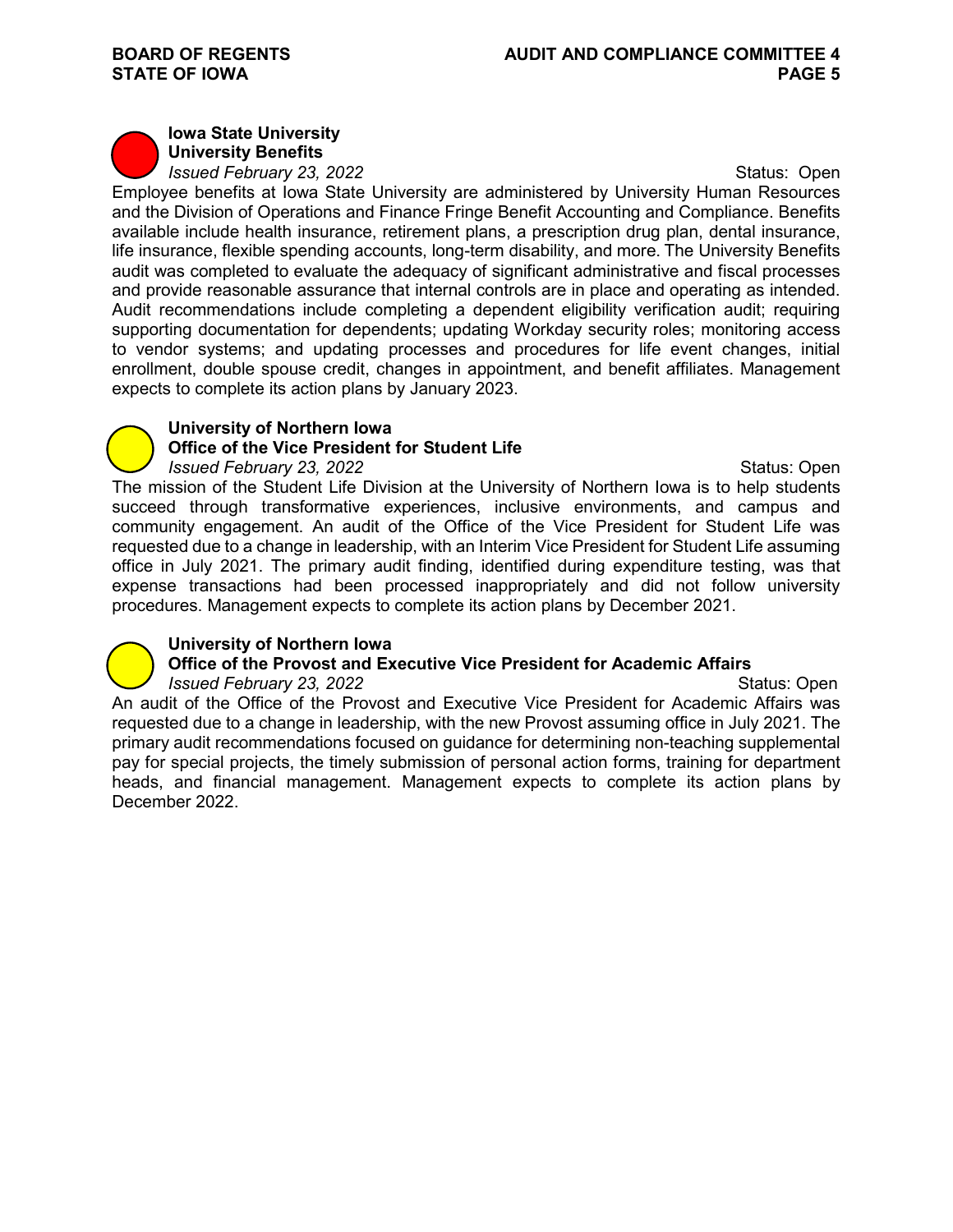**Iowa State University**
**University Benefits**
*Issued February 23, 2022* Status: Open

Employee benefits at Iowa State University are administered by University Human Resources and the Division of Operations and Finance Fringe Benefit Accounting and Compliance. Benefits available include health insurance, retirement plans, a prescription drug plan, dental insurance, life insurance, flexible spending accounts, long-term disability, and more. The University Benefits audit was completed to evaluate the adequacy of significant administrative and fiscal processes and provide reasonable assurance that internal controls are in place and operating as intended. Audit recommendations include completing a dependent eligibility verification audit; requiring supporting documentation for dependents; updating Workday security roles; monitoring access to vendor systems; and updating processes and procedures for life event changes, initial enrollment, double spouse credit, changes in appointment, and benefit affiliates. Management expects to complete its action plans by January 2023.

**University of Northern Iowa**
**Office of the Vice President for Student Life**
*Issued February 23, 2022* Status: Open

The mission of the Student Life Division at the University of Northern Iowa is to help students succeed through transformative experiences, inclusive environments, and campus and community engagement. An audit of the Office of the Vice President for Student Life was requested due to a change in leadership, with an Interim Vice President for Student Life assuming office in July 2021. The primary audit finding, identified during expenditure testing, was that expense transactions had been processed inappropriately and did not follow university procedures. Management expects to complete its action plans by December 2021.

**University of Northern Iowa**
**Office of the Provost and Executive Vice President for Academic Affairs**
*Issued February 23, 2022* Status: Open

An audit of the Office of the Provost and Executive Vice President for Academic Affairs was requested due to a change in leadership, with the new Provost assuming office in July 2021. The primary audit recommendations focused on guidance for determining non-teaching supplemental pay for special projects, the timely submission of personal action forms, training for department heads, and financial management. Management expects to complete its action plans by December 2022.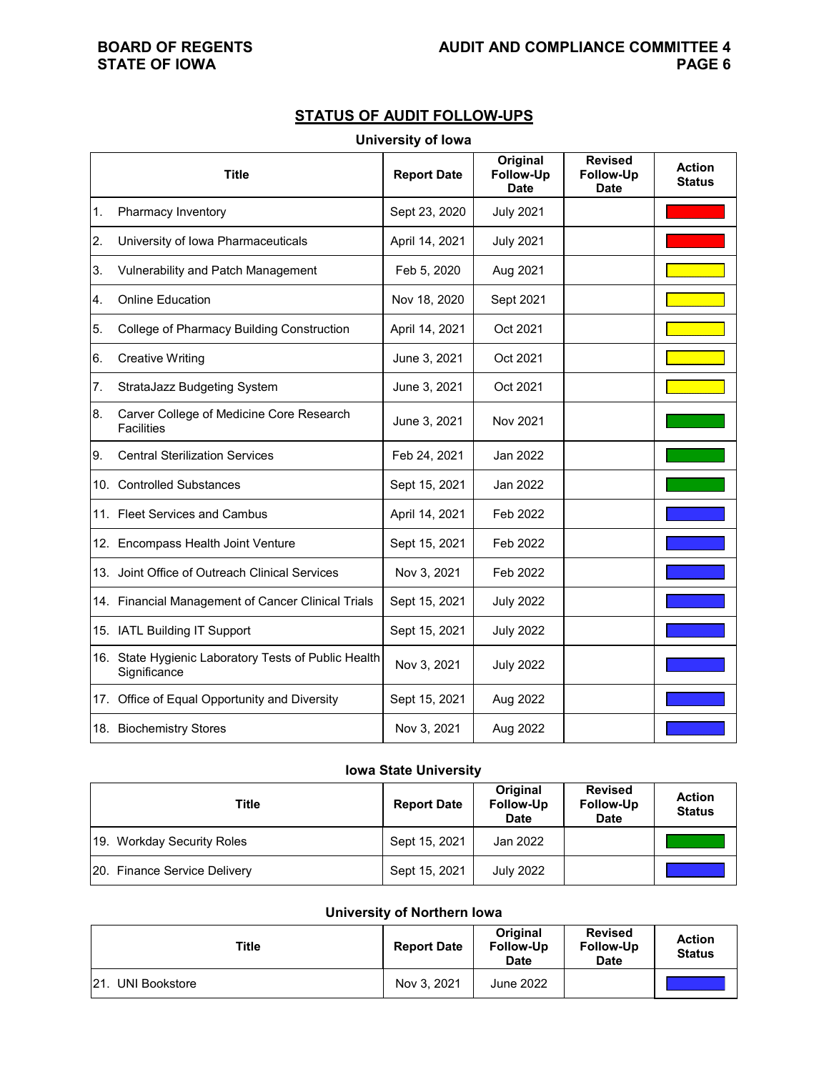## STATUS OF AUDIT FOLLOW-UPS

### University of Iowa

| Title | Report Date | Original Follow-Up Date | Revised Follow-Up Date | Action Status |
|---|---|---|---|---|
| 1. Pharmacy Inventory | Sept 23, 2020 | July 2021 | | |
| 2. University of Iowa Pharmaceuticals | April 14, 2021 | July 2021 | | |
| 3. Vulnerability and Patch Management | Feb 5, 2020 | Aug 2021 | | |
| 4. Online Education | Nov 18, 2020 | Sept 2021 | | |
| 5. College of Pharmacy Building Construction | April 14, 2021 | Oct 2021 | | |
| 6. Creative Writing | June 3, 2021 | Oct 2021 | | |
| 7. StrataJazz Budgeting System | June 3, 2021 | Oct 2021 | | |
| 8. Carver College of Medicine Core Research Facilities | June 3, 2021 | Nov 2021 | | |
| 9. Central Sterilization Services | Feb 24, 2021 | Jan 2022 | | |
| 10. Controlled Substances | Sept 15, 2021 | Jan 2022 | | |
| 11. Fleet Services and Cambus | April 14, 2021 | Feb 2022 | | |
| 12. Encompass Health Joint Venture | Sept 15, 2021 | Feb 2022 | | |
| 13. Joint Office of Outreach Clinical Services | Nov 3, 2021 | Feb 2022 | | |
| 14. Financial Management of Cancer Clinical Trials | Sept 15, 2021 | July 2022 | | |
| 15. IATL Building IT Support | Sept 15, 2021 | July 2022 | | |
| 16. State Hygienic Laboratory Tests of Public Health Significance | Nov 3, 2021 | July 2022 | | |
| 17. Office of Equal Opportunity and Diversity | Sept 15, 2021 | Aug 2022 | | |
| 18. Biochemistry Stores | Nov 3, 2021 | Aug 2022 | | |

### Iowa State University

| Title | Report Date | Original Follow-Up Date | Revised Follow-Up Date | Action Status |
|---|---|---|---|---|
| 19. Workday Security Roles | Sept 15, 2021 | Jan 2022 | | |
| 20. Finance Service Delivery | Sept 15, 2021 | July 2022 | | |

### University of Northern Iowa

| Title | Report Date | Original Follow-Up Date | Revised Follow-Up Date | Action Status |
|---|---|---|---|---|
| 21. UNI Bookstore | Nov 3, 2021 | June 2022 | | |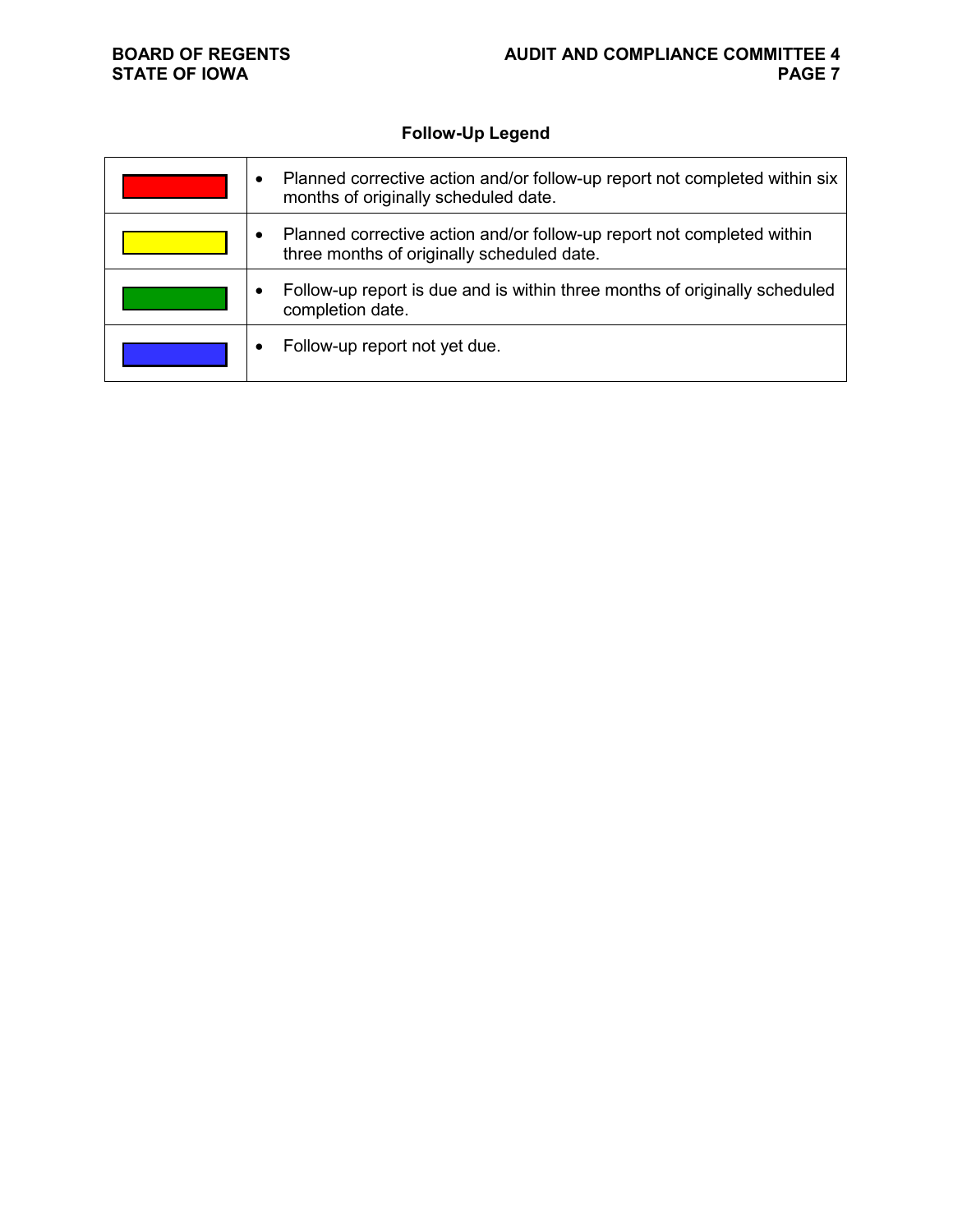### Follow-Up Legend

| | |
|---|---|
| Red | • Planned corrective action and/or follow-up report not completed within six months of originally scheduled date. |
| Yellow | • Planned corrective action and/or follow-up report not completed within three months of originally scheduled date. |
| Green | • Follow-up report is due and is within three months of originally scheduled completion date. |
| Blue | • Follow-up report not yet due. |